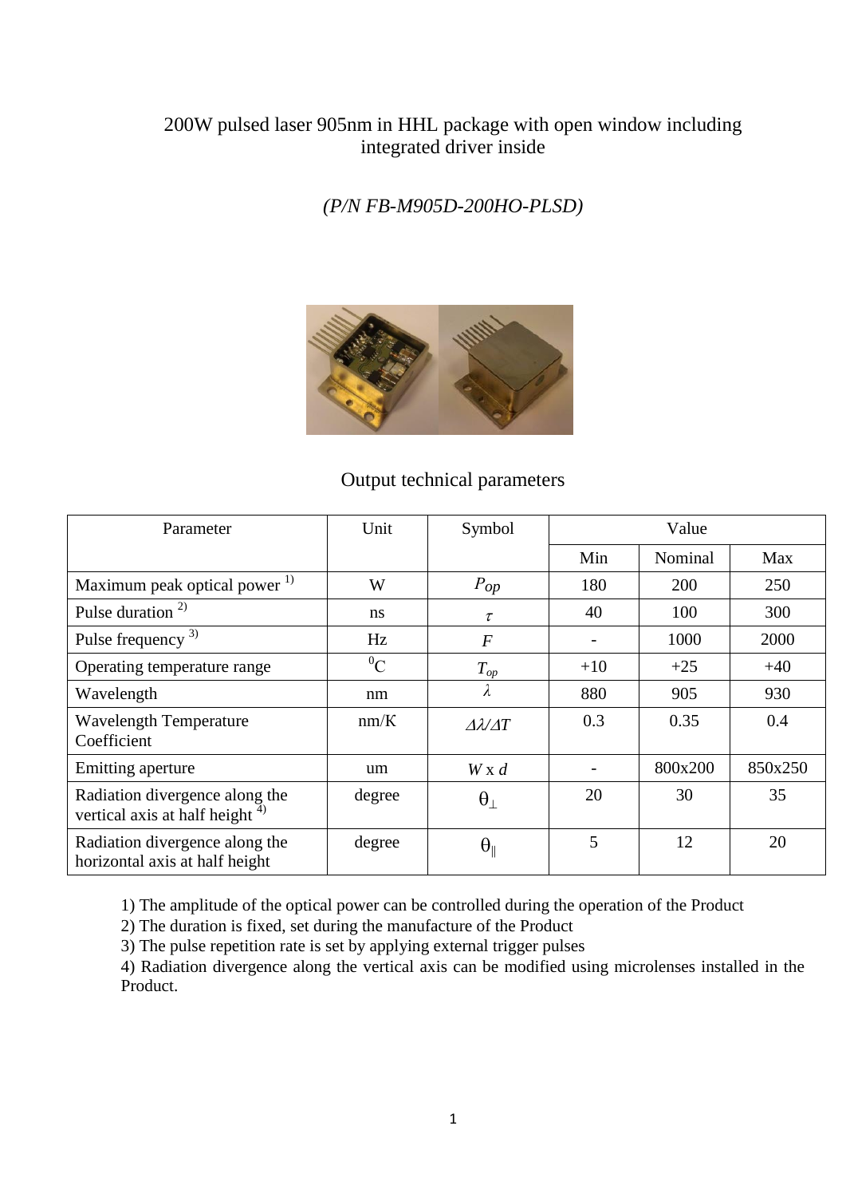# 200W pulsed laser 905nm in HHL package with open window including integrated driver inside

*(P/N FB-M905D-200HO-PLSD)*

## Output technical parameters

| Parameter | Unit | Symbol | Value | | |
|---|---|---|---|---|---|
| | | | Min | Nominal | Max |
| Maximum peak optical power [1] | W | $P_{op}$ | 180 | 200 | 250 |
| Pulse duration [2] | ns | $\tau$ | 40 | 100 | 300 |
| Pulse frequency [3] | Hz | $F$ | - | 1000 | 2000 |
| Operating temperature range | $^{0}$C | $T_{op}$ | +10 | +25 | +40 |
| Wavelength | nm | $\lambda$ | 880 | 905 | 930 |
| Wavelength Temperature Coefficient | nm/K | $\Delta\lambda/\Delta T$ | 0.3 | 0.35 | 0.4 |
| Emitting aperture | um | $W$ x $d$ | - | 800x200 | 850x250 |
| Radiation divergence along the vertical axis at half height [4] | degree | $\theta_{\perp}$ | 20 | 30 | 35 |
| Radiation divergence along the horizontal axis at half height | degree | $\theta_{\parallel}$ | 5 | 12 | 20 |

1) The amplitude of the optical power can be controlled during the operation of the Product
2) The duration is fixed, set during the manufacture of the Product
3) The pulse repetition rate is set by applying external trigger pulses
4) Radiation divergence along the vertical axis can be modified using microlenses installed in the Product.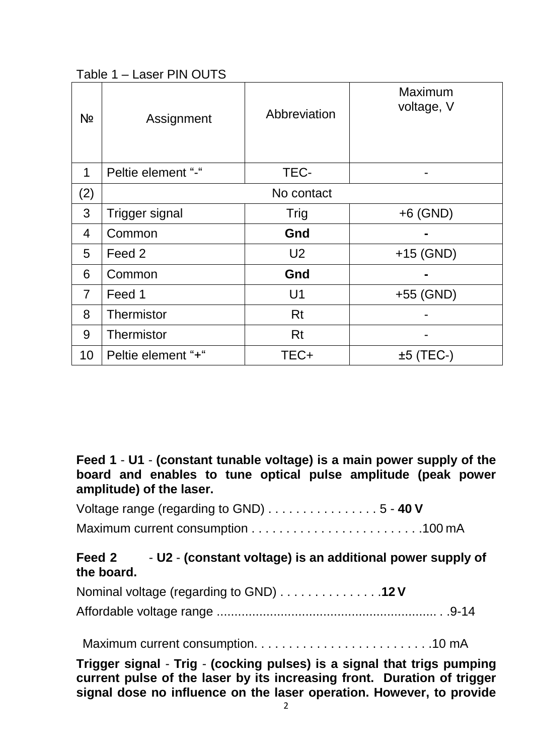Table 1 – Laser PIN OUTS

| № | Assignment | Abbreviation | Maximum voltage, V |
|---|---|---|---|
| 1 | Peltie element "-" | TEC- | - |
| (2) | No contact | | |
| 3 | Trigger signal | Trig | +6 (GND) |
| 4 | Common | **Gnd** | **-** |
| 5 | Feed 2 | U2 | +15 (GND) |
| 6 | Common | **Gnd** | **-** |
| 7 | Feed 1 | U1 | +55 (GND) |
| 8 | Thermistor | Rt | - |
| 9 | Thermistor | Rt | - |
| 10 | Peltie element "+" | TEC+ | ±5 (TEC-) |

**Feed 1** - **U1** - **(constant tunable voltage) is a main power supply of the board and enables to tune optical pulse amplitude (peak power amplitude) of the laser.**

Voltage range (regarding to GND) . . . . . . . . . . . . . . . . 5 - **40 V**

Maximum current consumption . . . . . . . . . . . . . . . . . . . . . . . . .100 mA

**Feed 2** - **U2** - **(constant voltage) is an additional power supply of the board.**

Nominal voltage (regarding to GND) . . . . . . . . . . . . . . .**12 V**

Affordable voltage range ............................................................. . .9-14

Maximum current consumption. . . . . . . . . . . . . . . . . . . . . . . . . .10 mA

**Trigger signal** - **Trig** - **(cocking pulses) is a signal that trigs pumping current pulse of the laser by its increasing front. Duration of trigger signal dose no influence on the laser operation. However, to provide**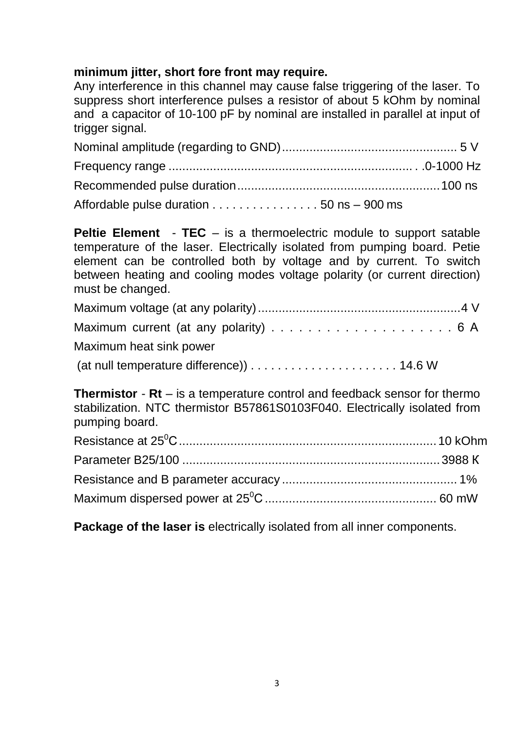**minimum jitter, short fore front may require.**

Any interference in this channel may cause false triggering of the laser. To suppress short interference pulses a resistor of about 5 kOhm by nominal and a capacitor of 10-100 pF by nominal are installed in parallel at input of trigger signal.

Nominal amplitude (regarding to GND).................................................. 5 V

Frequency range ...................................................................... . .0-1000 Hz

Recommended pulse duration..........................................................100 ns

Affordable pulse duration . . . . . . . . . . . . . . . . 50 ns – 900 ms

**Peltie Element** - **TEC** – is a thermoelectric module to support satable temperature of the laser. Electrically isolated from pumping board. Petie element can be controlled both by voltage and by current. To switch between heating and cooling modes voltage polarity (or current direction) must be changed.

Maximum voltage (at any polarity)..........................................................4 V

Maximum current (at any polarity) . . . . . . . . . . . . . . . . . . . . 6 A

Maximum heat sink power

(at null temperature difference)) . . . . . . . . . . . . . . . . . . . . . . 14.6 W

**Thermistor** - **Rt** – is a temperature control and feedback sensor for thermo stabilization. NTC thermistor B57861S0103F040. Electrically isolated from pumping board.

Resistance at $25^0$C.........................................................................10 kOhm

Parameter B25/100 ..........................................................................3988 K

Resistance and B parameter accuracy.................................................. 1%

Maximum dispersed power at $25^0$C................................................. 60 mW

**Package of the laser is** electrically isolated from all inner components.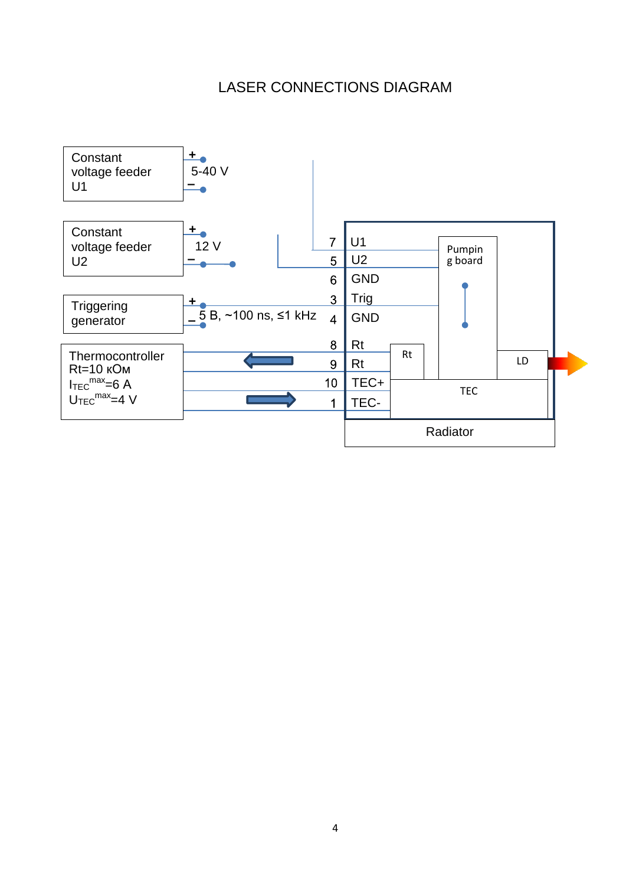# LASER CONNECTIONS DIAGRAM

Constant voltage feeder U1 — + / − — 5-40 V

Constant voltage feeder U2 — + / − — 12 V

Triggering generator — + / − — 5 B, ~100 ns, ≤1 kHz

Thermocontroller
Rt=10 кОм
$I_{TEC}^{max}$=6 A
$U_{TEC}^{max}$=4 V

| Pin | Signal |
|---|---|
| 7 | U1 |
| 5 | U2 |
| 6 | GND |
| 3 | Trig |
| 4 | GND |
| 8 | Rt |
| 9 | Rt |
| 10 | TEC+ |
| 1 | TEC- |

Pumpin g board

Rt

LD

TEC

Radiator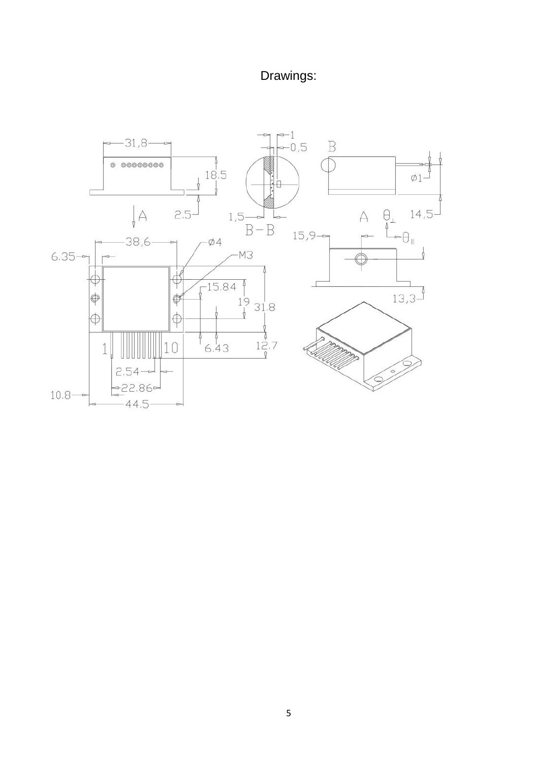Drawings:

31,8

18.5

2.5

A

1

0,5

B

ø1

14,5

1,5

B−B

A

$\theta_{\perp}$

$\theta_{\parallel}$

15,9

13,3

38,6

ø4

M3

6.35

15.84

19

31.8

6.43

12.7

1

10

2.54

22.86

10.8

44.5